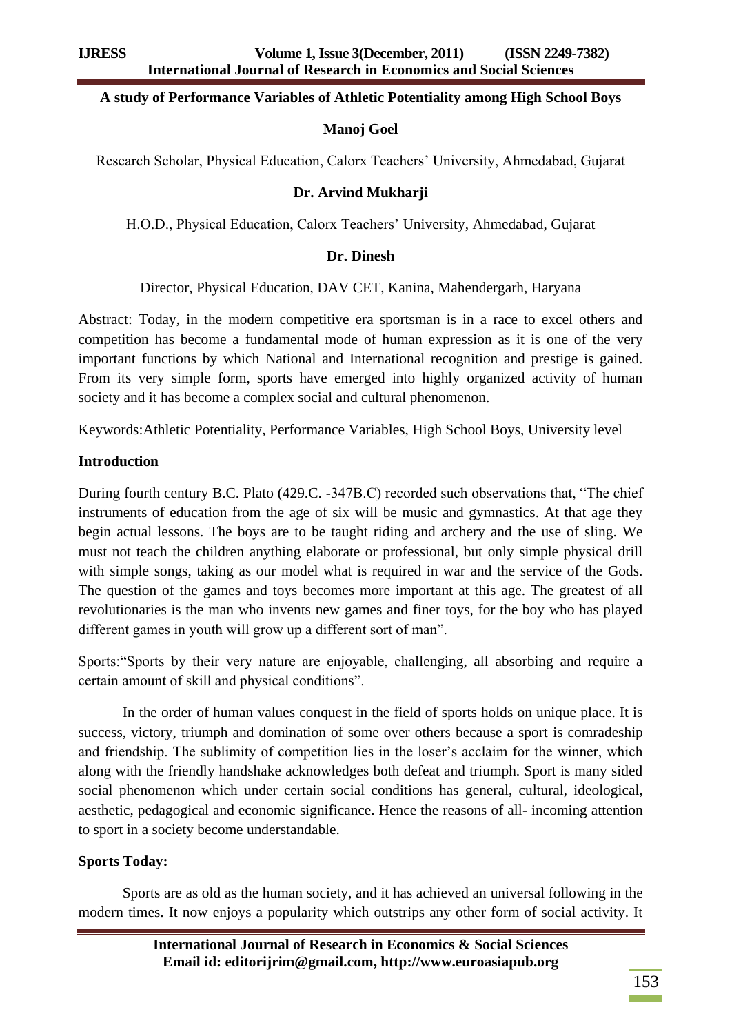# A study of Performance Variables of Athletic Potentiality among High School Boys

**Manoj Goel**

Research Scholar, Physical Education, Calorx Teachers' University, Ahmedabad, Gujarat

**Dr. Arvind Mukharji**

H.O.D., Physical Education, Calorx Teachers' University, Ahmedabad, Gujarat

**Dr. Dinesh**

Director, Physical Education, DAV CET, Kanina, Mahendergarh, Haryana

Abstract: Today, in the modern competitive era sportsman is in a race to excel others and competition has become a fundamental mode of human expression as it is one of the very important functions by which National and International recognition and prestige is gained. From its very simple form, sports have emerged into highly organized activity of human society and it has become a complex social and cultural phenomenon.

Keywords:Athletic Potentiality, Performance Variables, High School Boys, University level

## Introduction

During fourth century B.C. Plato (429.C. -347B.C) recorded such observations that, "The chief instruments of education from the age of six will be music and gymnastics. At that age they begin actual lessons. The boys are to be taught riding and archery and the use of sling. We must not teach the children anything elaborate or professional, but only simple physical drill with simple songs, taking as our model what is required in war and the service of the Gods. The question of the games and toys becomes more important at this age. The greatest of all revolutionaries is the man who invents new games and finer toys, for the boy who has played different games in youth will grow up a different sort of man".

Sports:"Sports by their very nature are enjoyable, challenging, all absorbing and require a certain amount of skill and physical conditions".

In the order of human values conquest in the field of sports holds on unique place. It is success, victory, triumph and domination of some over others because a sport is comradeship and friendship. The sublimity of competition lies in the loser's acclaim for the winner, which along with the friendly handshake acknowledges both defeat and triumph. Sport is many sided social phenomenon which under certain social conditions has general, cultural, ideological, aesthetic, pedagogical and economic significance. Hence the reasons of all- incoming attention to sport in a society become understandable.

### Sports Today:

Sports are as old as the human society, and it has achieved an universal following in the modern times. It now enjoys a popularity which outstrips any other form of social activity. It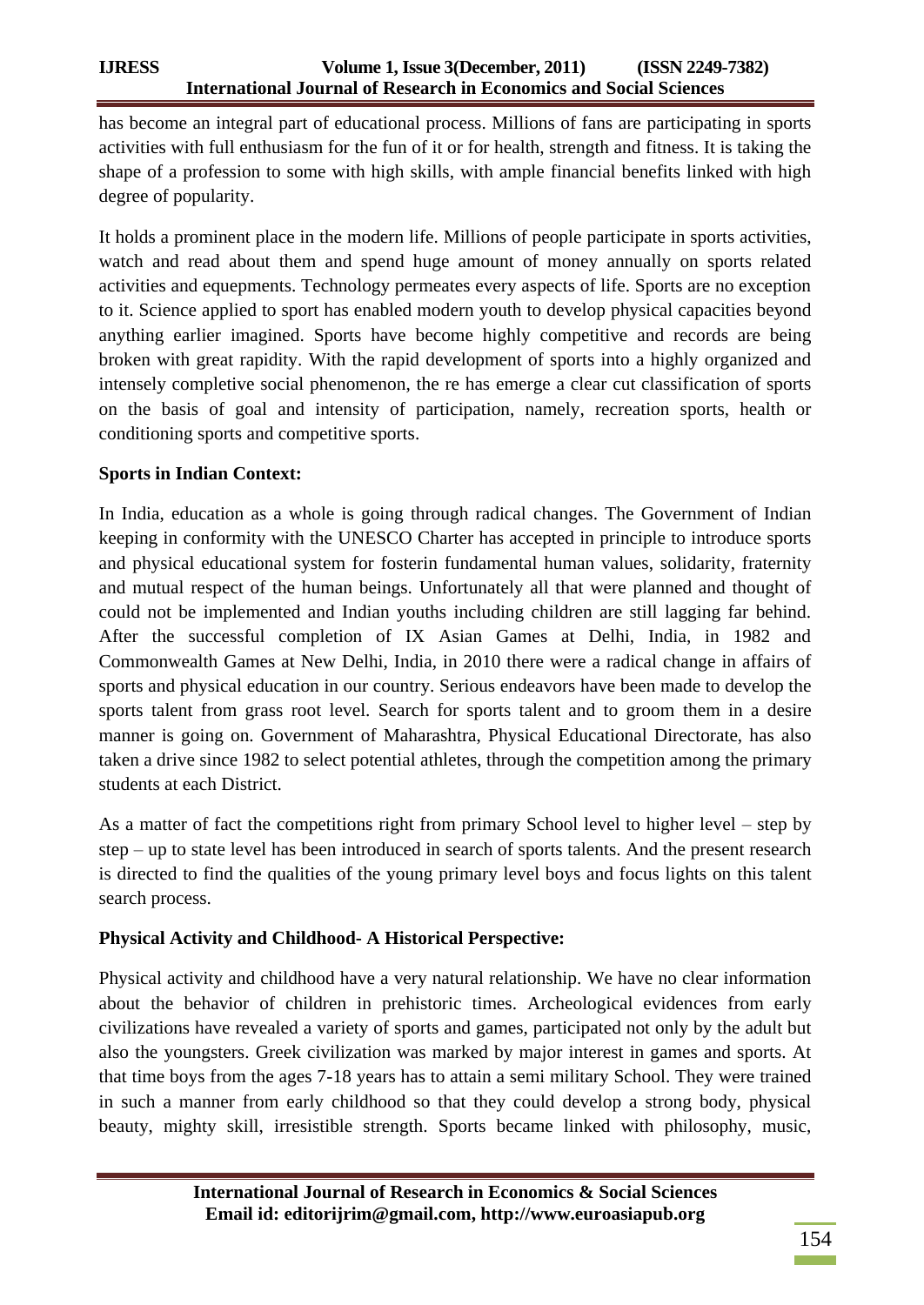has become an integral part of educational process. Millions of fans are participating in sports activities with full enthusiasm for the fun of it or for health, strength and fitness. It is taking the shape of a profession to some with high skills, with ample financial benefits linked with high degree of popularity.

It holds a prominent place in the modern life. Millions of people participate in sports activities, watch and read about them and spend huge amount of money annually on sports related activities and equepments. Technology permeates every aspects of life. Sports are no exception to it. Science applied to sport has enabled modern youth to develop physical capacities beyond anything earlier imagined. Sports have become highly competitive and records are being broken with great rapidity. With the rapid development of sports into a highly organized and intensely completive social phenomenon, the re has emerge a clear cut classification of sports on the basis of goal and intensity of participation, namely, recreation sports, health or conditioning sports and competitive sports.

**Sports in Indian Context:**

In India, education as a whole is going through radical changes. The Government of Indian keeping in conformity with the UNESCO Charter has accepted in principle to introduce sports and physical educational system for fosterin fundamental human values, solidarity, fraternity and mutual respect of the human beings. Unfortunately all that were planned and thought of could not be implemented and Indian youths including children are still lagging far behind. After the successful completion of IX Asian Games at Delhi, India, in 1982 and Commonwealth Games at New Delhi, India, in 2010 there were a radical change in affairs of sports and physical education in our country. Serious endeavors have been made to develop the sports talent from grass root level. Search for sports talent and to groom them in a desire manner is going on. Government of Maharashtra, Physical Educational Directorate, has also taken a drive since 1982 to select potential athletes, through the competition among the primary students at each District.

As a matter of fact the competitions right from primary School level to higher level – step by step – up to state level has been introduced in search of sports talents. And the present research is directed to find the qualities of the young primary level boys and focus lights on this talent search process.

**Physical Activity and Childhood- A Historical Perspective:**

Physical activity and childhood have a very natural relationship. We have no clear information about the behavior of children in prehistoric times. Archeological evidences from early civilizations have revealed a variety of sports and games, participated not only by the adult but also the youngsters. Greek civilization was marked by major interest in games and sports. At that time boys from the ages 7-18 years has to attain a semi military School. They were trained in such a manner from early childhood so that they could develop a strong body, physical beauty, mighty skill, irresistible strength. Sports became linked with philosophy, music,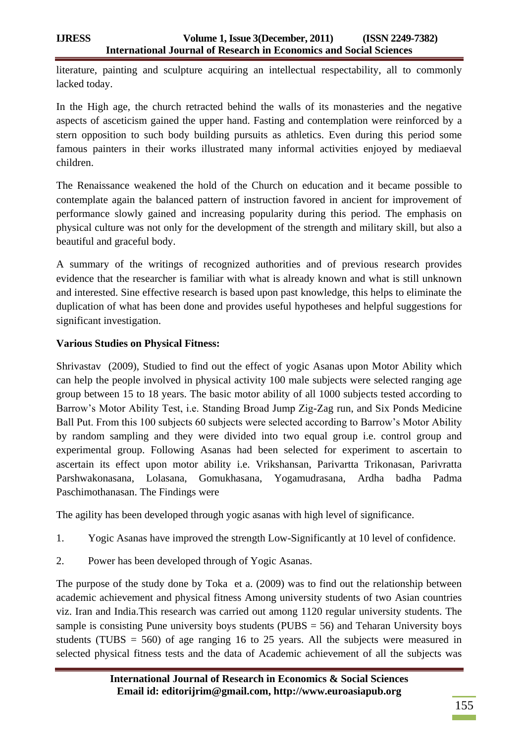literature, painting and sculpture acquiring an intellectual respectability, all to commonly lacked today.

In the High age, the church retracted behind the walls of its monasteries and the negative aspects of asceticism gained the upper hand. Fasting and contemplation were reinforced by a stern opposition to such body building pursuits as athletics. Even during this period some famous painters in their works illustrated many informal activities enjoyed by mediaeval children.

The Renaissance weakened the hold of the Church on education and it became possible to contemplate again the balanced pattern of instruction favored in ancient for improvement of performance slowly gained and increasing popularity during this period. The emphasis on physical culture was not only for the development of the strength and military skill, but also a beautiful and graceful body.

A summary of the writings of recognized authorities and of previous research provides evidence that the researcher is familiar with what is already known and what is still unknown and interested. Sine effective research is based upon past knowledge, this helps to eliminate the duplication of what has been done and provides useful hypotheses and helpful suggestions for significant investigation.

**Various Studies on Physical Fitness:**

Shrivastav (2009), Studied to find out the effect of yogic Asanas upon Motor Ability which can help the people involved in physical activity 100 male subjects were selected ranging age group between 15 to 18 years. The basic motor ability of all 1000 subjects tested according to Barrow's Motor Ability Test, i.e. Standing Broad Jump Zig-Zag run, and Six Ponds Medicine Ball Put. From this 100 subjects 60 subjects were selected according to Barrow's Motor Ability by random sampling and they were divided into two equal group i.e. control group and experimental group. Following Asanas had been selected for experiment to ascertain to ascertain its effect upon motor ability i.e. Vrikshansan, Parivartta Trikonasan, Parivratta Parshwakonasana, Lolasana, Gomukhasana, Yogamudrasana, Ardha badha Padma Paschimothanasan. The Findings were

The agility has been developed through yogic asanas with high level of significance.

1. Yogic Asanas have improved the strength Low-Significantly at 10 level of confidence.
2. Power has been developed through of Yogic Asanas.

The purpose of the study done by Toka et a. (2009) was to find out the relationship between academic achievement and physical fitness Among university students of two Asian countries viz. Iran and India.This research was carried out among 1120 regular university students. The sample is consisting Pune university boys students (PUBS = 56) and Teharan University boys students (TUBS = 560) of age ranging 16 to 25 years. All the subjects were measured in selected physical fitness tests and the data of Academic achievement of all the subjects was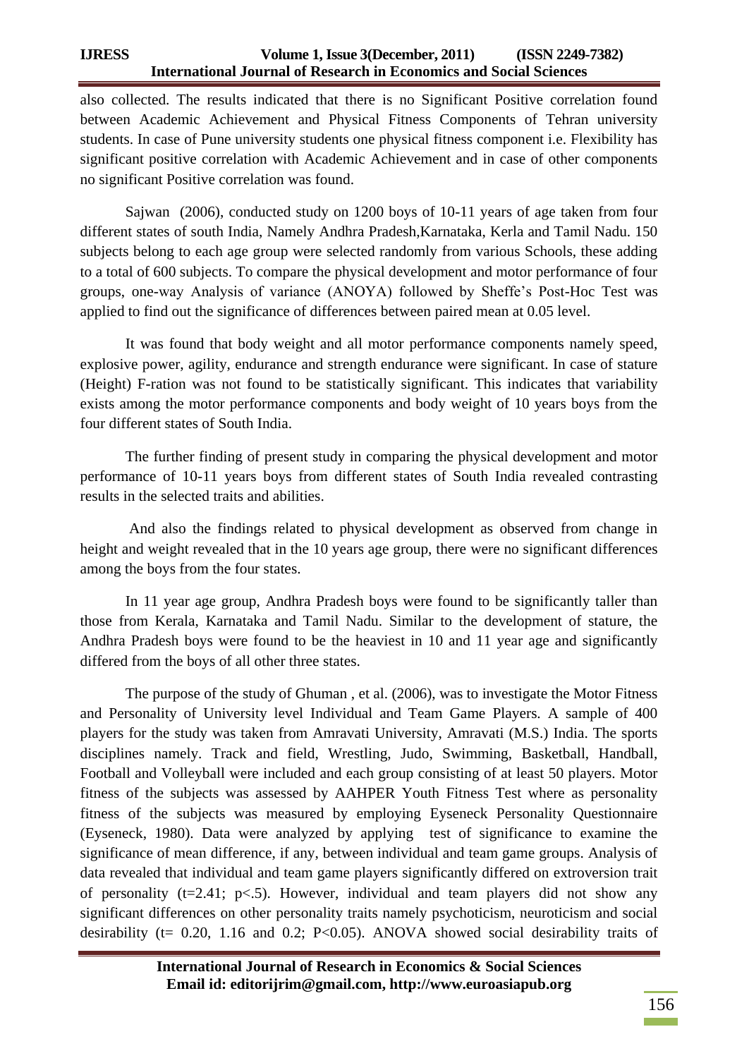also collected. The results indicated that there is no Significant Positive correlation found between Academic Achievement and Physical Fitness Components of Tehran university students. In case of Pune university students one physical fitness component i.e. Flexibility has significant positive correlation with Academic Achievement and in case of other components no significant Positive correlation was found.

Sajwan (2006), conducted study on 1200 boys of 10-11 years of age taken from four different states of south India, Namely Andhra Pradesh,Karnataka, Kerla and Tamil Nadu. 150 subjects belong to each age group were selected randomly from various Schools, these adding to a total of 600 subjects. To compare the physical development and motor performance of four groups, one-way Analysis of variance (ANOYA) followed by Sheffe's Post-Hoc Test was applied to find out the significance of differences between paired mean at 0.05 level.

It was found that body weight and all motor performance components namely speed, explosive power, agility, endurance and strength endurance were significant. In case of stature (Height) F-ration was not found to be statistically significant. This indicates that variability exists among the motor performance components and body weight of 10 years boys from the four different states of South India.

The further finding of present study in comparing the physical development and motor performance of 10-11 years boys from different states of South India revealed contrasting results in the selected traits and abilities.

And also the findings related to physical development as observed from change in height and weight revealed that in the 10 years age group, there were no significant differences among the boys from the four states.

In 11 year age group, Andhra Pradesh boys were found to be significantly taller than those from Kerala, Karnataka and Tamil Nadu. Similar to the development of stature, the Andhra Pradesh boys were found to be the heaviest in 10 and 11 year age and significantly differed from the boys of all other three states.

The purpose of the study of Ghuman , et al. (2006), was to investigate the Motor Fitness and Personality of University level Individual and Team Game Players. A sample of 400 players for the study was taken from Amravati University, Amravati (M.S.) India. The sports disciplines namely. Track and field, Wrestling, Judo, Swimming, Basketball, Handball, Football and Volleyball were included and each group consisting of at least 50 players. Motor fitness of the subjects was assessed by AAHPER Youth Fitness Test where as personality fitness of the subjects was measured by employing Eyseneck Personality Questionnaire (Eyseneck, 1980). Data were analyzed by applying test of significance to examine the significance of mean difference, if any, between individual and team game groups. Analysis of data revealed that individual and team game players significantly differed on extroversion trait of personality ($t=2.41$; $p<.5$). However, individual and team players did not show any significant differences on other personality traits namely psychoticism, neuroticism and social desirability ($t= 0.20$, $1.16$ and $0.2$; $P<0.05$). ANOVA showed social desirability traits of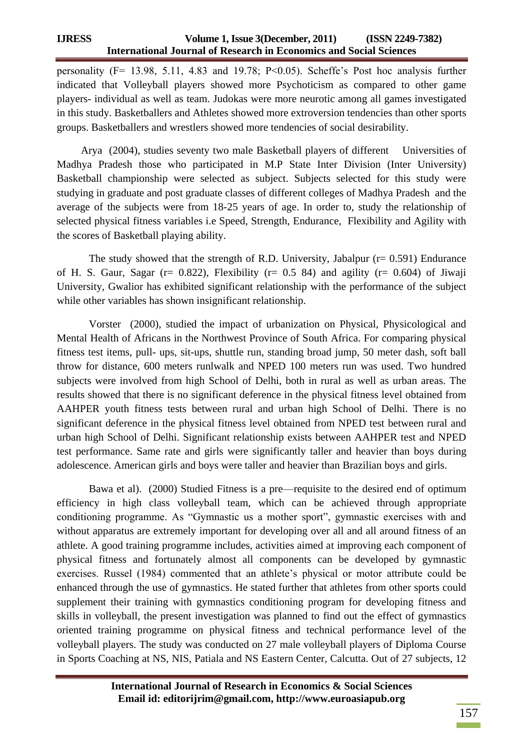personality ($F= 13.98, 5.11, 4.83$ and $19.78$; $P<0.05$). Scheffe's Post hoc analysis further indicated that Volleyball players showed more Psychoticism as compared to other game players- individual as well as team. Judokas were more neurotic among all games investigated in this study. Basketballers and Athletes showed more extroversion tendencies than other sports groups. Basketballers and wrestlers showed more tendencies of social desirability.

Arya (2004), studies seventy two male Basketball players of different Universities of Madhya Pradesh those who participated in M.P State Inter Division (Inter University) Basketball championship were selected as subject. Subjects selected for this study were studying in graduate and post graduate classes of different colleges of Madhya Pradesh and the average of the subjects were from 18-25 years of age. In order to, study the relationship of selected physical fitness variables i.e Speed, Strength, Endurance, Flexibility and Agility with the scores of Basketball playing ability.

The study showed that the strength of R.D. University, Jabalpur ($r= 0.591$) Endurance of H. S. Gaur, Sagar ($r= 0.822$), Flexibility ($r= 0.5\ 84$) and agility ($r= 0.604$) of Jiwaji University, Gwalior has exhibited significant relationship with the performance of the subject while other variables has shown insignificant relationship.

Vorster (2000), studied the impact of urbanization on Physical, Physicological and Mental Health of Africans in the Northwest Province of South Africa. For comparing physical fitness test items, pull- ups, sit-ups, shuttle run, standing broad jump, 50 meter dash, soft ball throw for distance, 600 meters runlwalk and NPED 100 meters run was used. Two hundred subjects were involved from high School of Delhi, both in rural as well as urban areas. The results showed that there is no significant deference in the physical fitness level obtained from AAHPER youth fitness tests between rural and urban high School of Delhi. There is no significant deference in the physical fitness level obtained from NPED test between rural and urban high School of Delhi. Significant relationship exists between AAHPER test and NPED test performance. Same rate and girls were significantly taller and heavier than boys during adolescence. American girls and boys were taller and heavier than Brazilian boys and girls.

Bawa et al). (2000) Studied Fitness is a pre—requisite to the desired end of optimum efficiency in high class volleyball team, which can be achieved through appropriate conditioning programme. As "Gymnastic us a mother sport", gymnastic exercises with and without apparatus are extremely important for developing over all and all around fitness of an athlete. A good training programme includes, activities aimed at improving each component of physical fitness and fortunately almost all components can be developed by gymnastic exercises. Russel (1984) commented that an athlete's physical or motor attribute could be enhanced through the use of gymnastics. He stated further that athletes from other sports could supplement their training with gymnastics conditioning program for developing fitness and skills in volleyball, the present investigation was planned to find out the effect of gymnastics oriented training programme on physical fitness and technical performance level of the volleyball players. The study was conducted on 27 male volleyball players of Diploma Course in Sports Coaching at NS, NIS, Patiala and NS Eastern Center, Calcutta. Out of 27 subjects, 12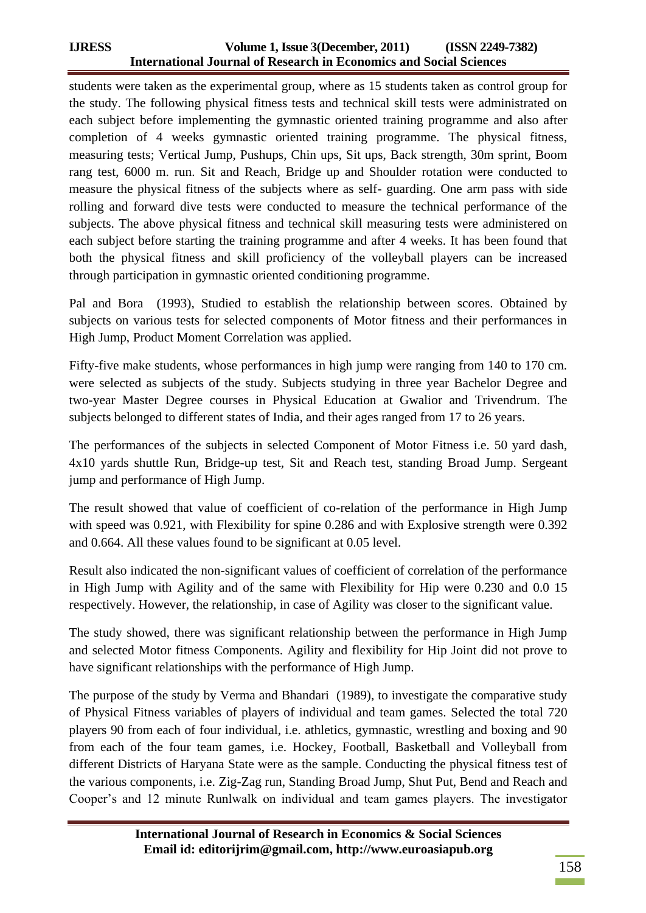students were taken as the experimental group, where as 15 students taken as control group for the study. The following physical fitness tests and technical skill tests were administrated on each subject before implementing the gymnastic oriented training programme and also after completion of 4 weeks gymnastic oriented training programme. The physical fitness, measuring tests; Vertical Jump, Pushups, Chin ups, Sit ups, Back strength, 30m sprint, Boom rang test, 6000 m. run. Sit and Reach, Bridge up and Shoulder rotation were conducted to measure the physical fitness of the subjects where as self- guarding. One arm pass with side rolling and forward dive tests were conducted to measure the technical performance of the subjects. The above physical fitness and technical skill measuring tests were administered on each subject before starting the training programme and after 4 weeks. It has been found that both the physical fitness and skill proficiency of the volleyball players can be increased through participation in gymnastic oriented conditioning programme.

Pal and Bora (1993), Studied to establish the relationship between scores. Obtained by subjects on various tests for selected components of Motor fitness and their performances in High Jump, Product Moment Correlation was applied.

Fifty-five make students, whose performances in high jump were ranging from 140 to 170 cm. were selected as subjects of the study. Subjects studying in three year Bachelor Degree and two-year Master Degree courses in Physical Education at Gwalior and Trivendrum. The subjects belonged to different states of India, and their ages ranged from 17 to 26 years.

The performances of the subjects in selected Component of Motor Fitness i.e. 50 yard dash, 4x10 yards shuttle Run, Bridge-up test, Sit and Reach test, standing Broad Jump. Sergeant jump and performance of High Jump.

The result showed that value of coefficient of co-relation of the performance in High Jump with speed was 0.921, with Flexibility for spine 0.286 and with Explosive strength were 0.392 and 0.664. All these values found to be significant at 0.05 level.

Result also indicated the non-significant values of coefficient of correlation of the performance in High Jump with Agility and of the same with Flexibility for Hip were 0.230 and 0.0 15 respectively. However, the relationship, in case of Agility was closer to the significant value.

The study showed, there was significant relationship between the performance in High Jump and selected Motor fitness Components. Agility and flexibility for Hip Joint did not prove to have significant relationships with the performance of High Jump.

The purpose of the study by Verma and Bhandari (1989), to investigate the comparative study of Physical Fitness variables of players of individual and team games. Selected the total 720 players 90 from each of four individual, i.e. athletics, gymnastic, wrestling and boxing and 90 from each of the four team games, i.e. Hockey, Football, Basketball and Volleyball from different Districts of Haryana State were as the sample. Conducting the physical fitness test of the various components, i.e. Zig-Zag run, Standing Broad Jump, Shut Put, Bend and Reach and Cooper's and 12 minute Runlwalk on individual and team games players. The investigator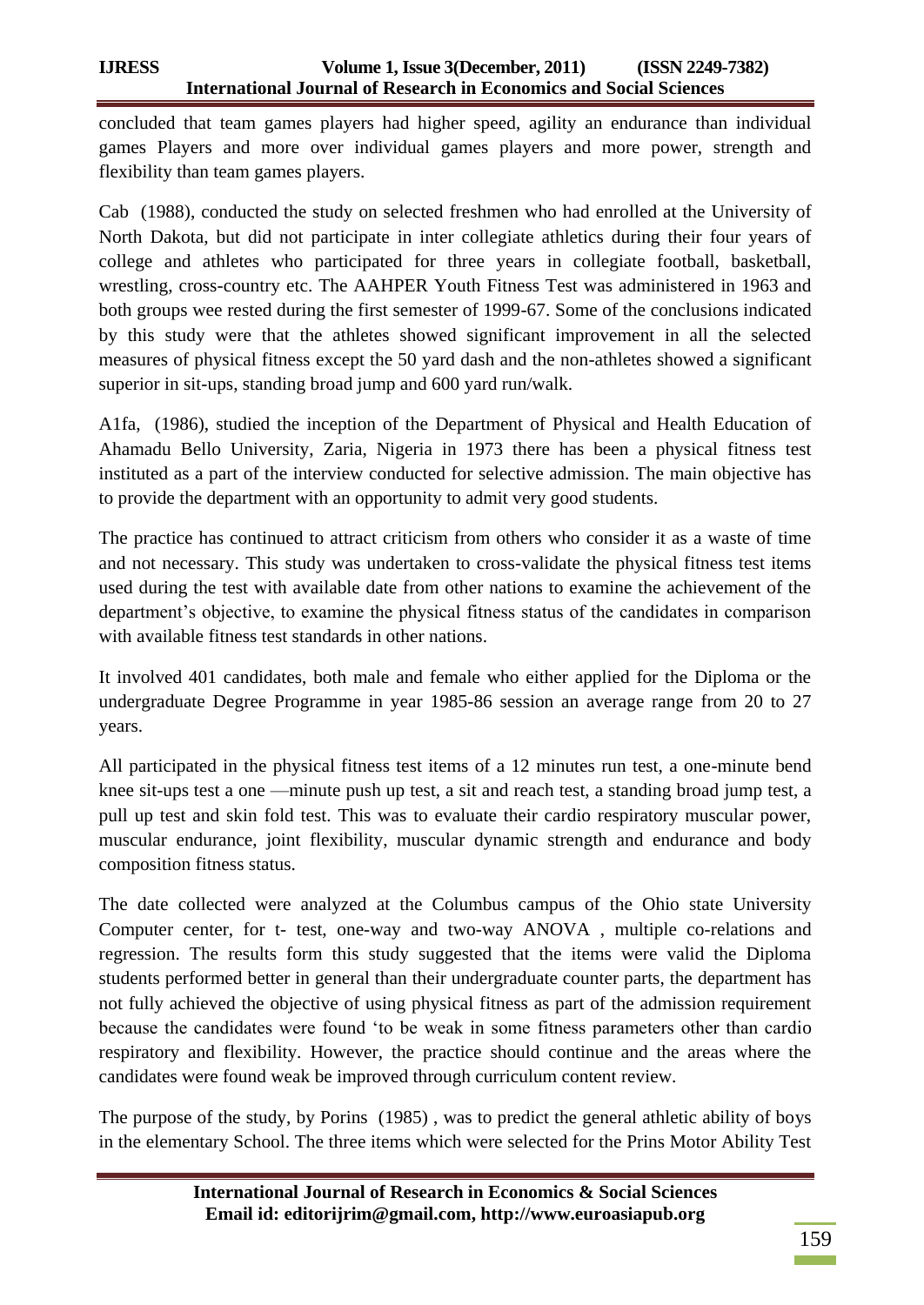concluded that team games players had higher speed, agility an endurance than individual games Players and more over individual games players and more power, strength and flexibility than team games players.

Cab (1988), conducted the study on selected freshmen who had enrolled at the University of North Dakota, but did not participate in inter collegiate athletics during their four years of college and athletes who participated for three years in collegiate football, basketball, wrestling, cross-country etc. The AAHPER Youth Fitness Test was administered in 1963 and both groups wee rested during the first semester of 1999-67. Some of the conclusions indicated by this study were that the athletes showed significant improvement in all the selected measures of physical fitness except the 50 yard dash and the non-athletes showed a significant superior in sit-ups, standing broad jump and 600 yard run/walk.

A1fa, (1986), studied the inception of the Department of Physical and Health Education of Ahamadu Bello University, Zaria, Nigeria in 1973 there has been a physical fitness test instituted as a part of the interview conducted for selective admission. The main objective has to provide the department with an opportunity to admit very good students.

The practice has continued to attract criticism from others who consider it as a waste of time and not necessary. This study was undertaken to cross-validate the physical fitness test items used during the test with available date from other nations to examine the achievement of the department's objective, to examine the physical fitness status of the candidates in comparison with available fitness test standards in other nations.

It involved 401 candidates, both male and female who either applied for the Diploma or the undergraduate Degree Programme in year 1985-86 session an average range from 20 to 27 years.

All participated in the physical fitness test items of a 12 minutes run test, a one-minute bend knee sit-ups test a one —minute push up test, a sit and reach test, a standing broad jump test, a pull up test and skin fold test. This was to evaluate their cardio respiratory muscular power, muscular endurance, joint flexibility, muscular dynamic strength and endurance and body composition fitness status.

The date collected were analyzed at the Columbus campus of the Ohio state University Computer center, for t- test, one-way and two-way ANOVA , multiple co-relations and regression. The results form this study suggested that the items were valid the Diploma students performed better in general than their undergraduate counter parts, the department has not fully achieved the objective of using physical fitness as part of the admission requirement because the candidates were found 'to be weak in some fitness parameters other than cardio respiratory and flexibility. However, the practice should continue and the areas where the candidates were found weak be improved through curriculum content review.

The purpose of the study, by Porins (1985) , was to predict the general athletic ability of boys in the elementary School. The three items which were selected for the Prins Motor Ability Test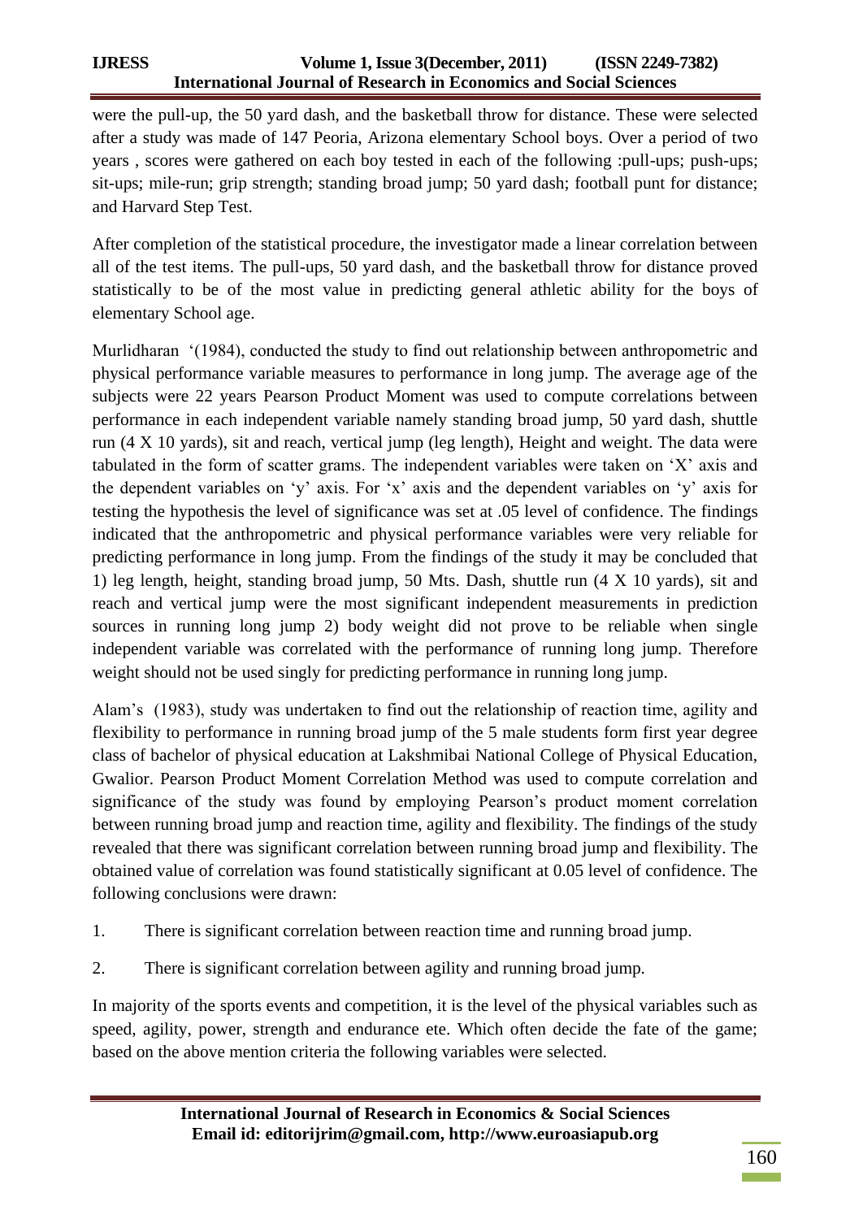were the pull-up, the 50 yard dash, and the basketball throw for distance. These were selected after a study was made of 147 Peoria, Arizona elementary School boys. Over a period of two years , scores were gathered on each boy tested in each of the following :pull-ups; push-ups; sit-ups; mile-run; grip strength; standing broad jump; 50 yard dash; football punt for distance; and Harvard Step Test.

After completion of the statistical procedure, the investigator made a linear correlation between all of the test items. The pull-ups, 50 yard dash, and the basketball throw for distance proved statistically to be of the most value in predicting general athletic ability for the boys of elementary School age.

Murlidharan '(1984), conducted the study to find out relationship between anthropometric and physical performance variable measures to performance in long jump. The average age of the subjects were 22 years Pearson Product Moment was used to compute correlations between performance in each independent variable namely standing broad jump, 50 yard dash, shuttle run (4 X 10 yards), sit and reach, vertical jump (leg length), Height and weight. The data were tabulated in the form of scatter grams. The independent variables were taken on 'X' axis and the dependent variables on 'y' axis. For 'x' axis and the dependent variables on 'y' axis for testing the hypothesis the level of significance was set at .05 level of confidence. The findings indicated that the anthropometric and physical performance variables were very reliable for predicting performance in long jump. From the findings of the study it may be concluded that 1) leg length, height, standing broad jump, 50 Mts. Dash, shuttle run (4 X 10 yards), sit and reach and vertical jump were the most significant independent measurements in prediction sources in running long jump 2) body weight did not prove to be reliable when single independent variable was correlated with the performance of running long jump. Therefore weight should not be used singly for predicting performance in running long jump.

Alam's (1983), study was undertaken to find out the relationship of reaction time, agility and flexibility to performance in running broad jump of the 5 male students form first year degree class of bachelor of physical education at Lakshmibai National College of Physical Education, Gwalior. Pearson Product Moment Correlation Method was used to compute correlation and significance of the study was found by employing Pearson's product moment correlation between running broad jump and reaction time, agility and flexibility. The findings of the study revealed that there was significant correlation between running broad jump and flexibility. The obtained value of correlation was found statistically significant at 0.05 level of confidence. The following conclusions were drawn:

1. There is significant correlation between reaction time and running broad jump.
2. There is significant correlation between agility and running broad jump.

In majority of the sports events and competition, it is the level of the physical variables such as speed, agility, power, strength and endurance ete. Which often decide the fate of the game; based on the above mention criteria the following variables were selected.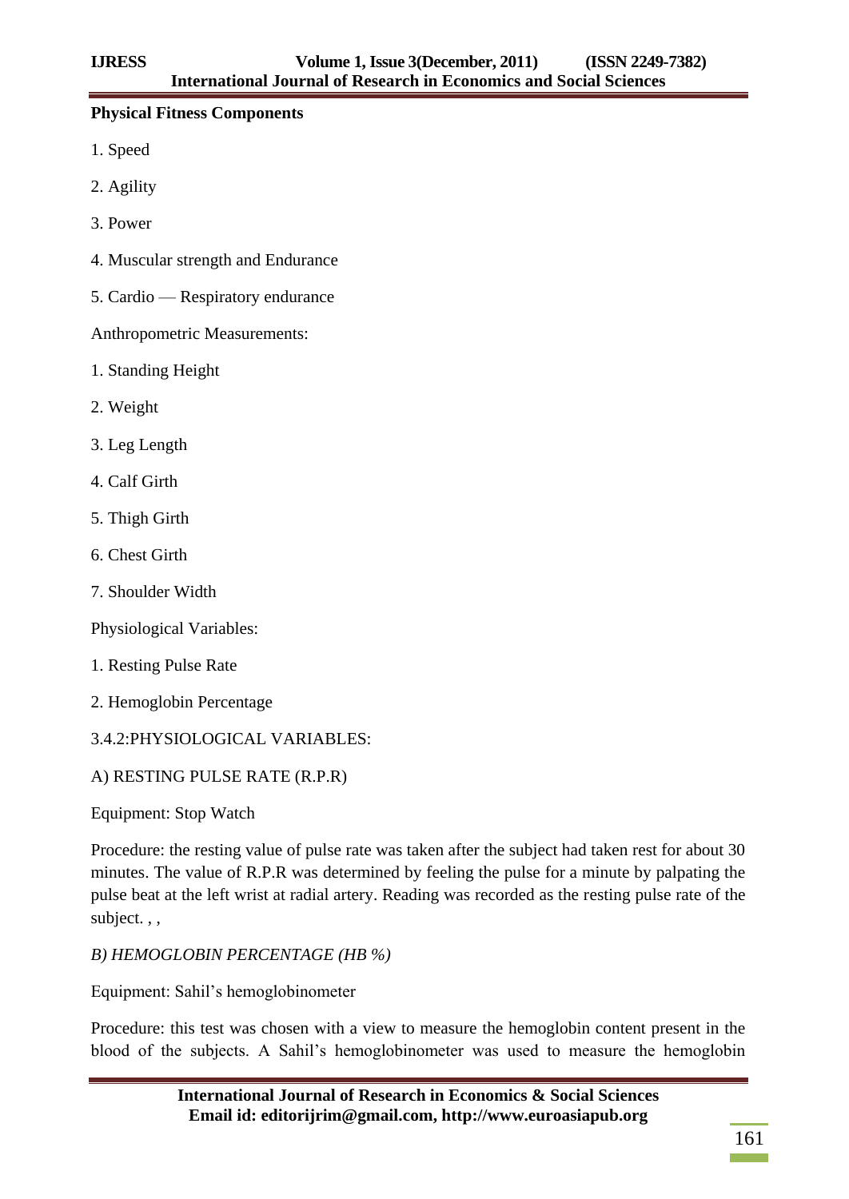**Physical Fitness Components**

1. Speed

2. Agility

3. Power

4. Muscular strength and Endurance

5. Cardio — Respiratory endurance

Anthropometric Measurements:

1. Standing Height

2. Weight

3. Leg Length

4. Calf Girth

5. Thigh Girth

6. Chest Girth

7. Shoulder Width

Physiological Variables:

1. Resting Pulse Rate

2. Hemoglobin Percentage

3.4.2:PHYSIOLOGICAL VARIABLES:

A) RESTING PULSE RATE (R.P.R)

Equipment: Stop Watch

Procedure: the resting value of pulse rate was taken after the subject had taken rest for about 30 minutes. The value of R.P.R was determined by feeling the pulse for a minute by palpating the pulse beat at the left wrist at radial artery. Reading was recorded as the resting pulse rate of the subject. , ,

*B) HEMOGLOBIN PERCENTAGE (HB %)*

Equipment: Sahil's hemoglobinometer

Procedure: this test was chosen with a view to measure the hemoglobin content present in the blood of the subjects. A Sahil's hemoglobinometer was used to measure the hemoglobin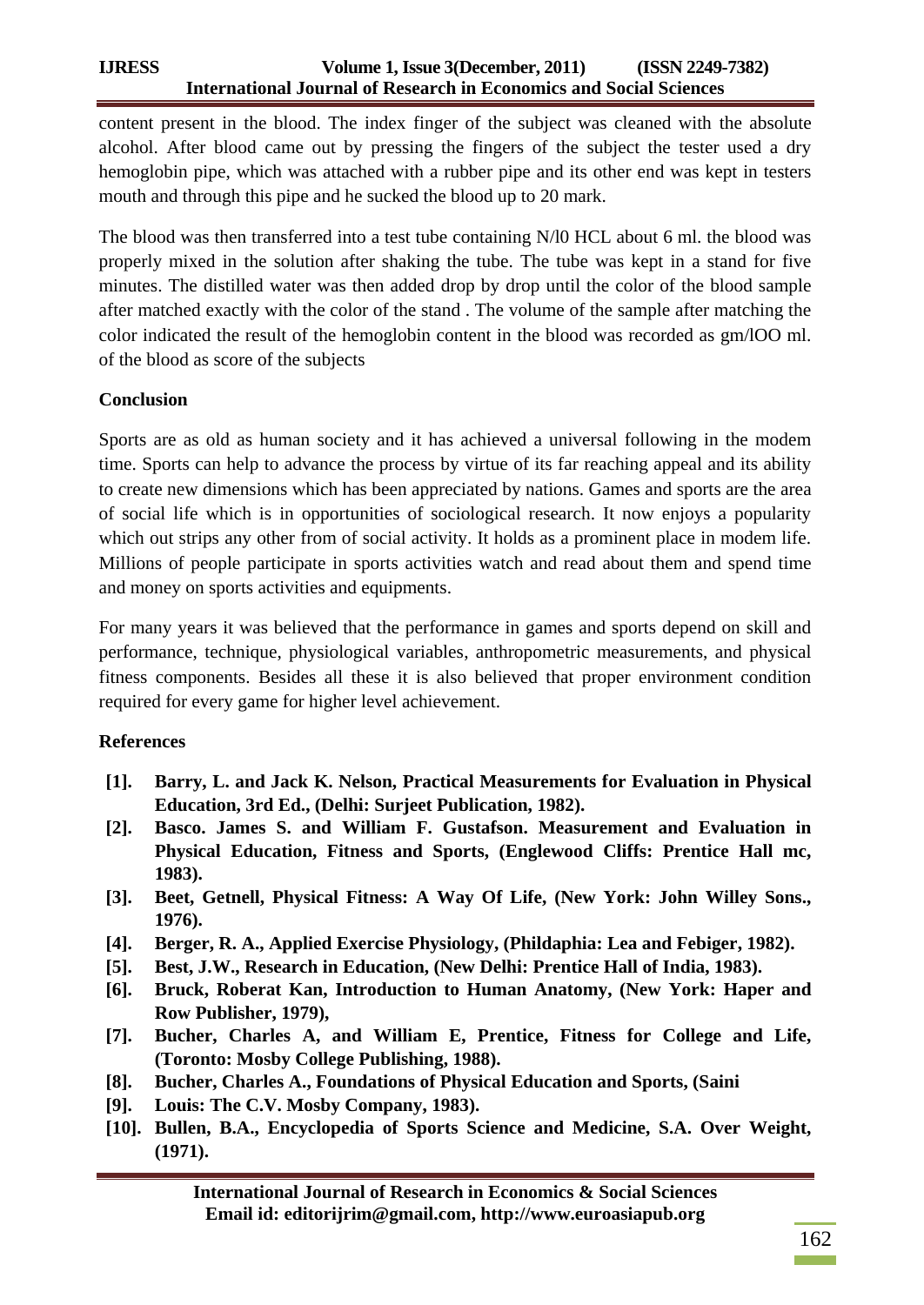content present in the blood. The index finger of the subject was cleaned with the absolute alcohol. After blood came out by pressing the fingers of the subject the tester used a dry hemoglobin pipe, which was attached with a rubber pipe and its other end was kept in testers mouth and through this pipe and he sucked the blood up to 20 mark.

The blood was then transferred into a test tube containing N/l0 HCL about 6 ml. the blood was properly mixed in the solution after shaking the tube. The tube was kept in a stand for five minutes. The distilled water was then added drop by drop until the color of the blood sample after matched exactly with the color of the stand . The volume of the sample after matching the color indicated the result of the hemoglobin content in the blood was recorded as gm/lOO ml. of the blood as score of the subjects

**Conclusion**

Sports are as old as human society and it has achieved a universal following in the modem time. Sports can help to advance the process by virtue of its far reaching appeal and its ability to create new dimensions which has been appreciated by nations. Games and sports are the area of social life which is in opportunities of sociological research. It now enjoys a popularity which out strips any other from of social activity. It holds as a prominent place in modem life. Millions of people participate in sports activities watch and read about them and spend time and money on sports activities and equipments.

For many years it was believed that the performance in games and sports depend on skill and performance, technique, physiological variables, anthropometric measurements, and physical fitness components. Besides all these it is also believed that proper environment condition required for every game for higher level achievement.

**References**

- **[1]. Barry, L. and Jack K. Nelson, Practical Measurements for Evaluation in Physical Education, 3rd Ed., (Delhi: Surjeet Publication, 1982).**
- **[2]. Basco. James S. and William F. Gustafson. Measurement and Evaluation in Physical Education, Fitness and Sports, (Englewood Cliffs: Prentice Hall mc, 1983).**
- **[3]. Beet, Getnell, Physical Fitness: A Way Of Life, (New York: John Willey Sons., 1976).**
- **[4]. Berger, R. A., Applied Exercise Physiology, (Phildaphia: Lea and Febiger, 1982).**
- **[5]. Best, J.W., Research in Education, (New Delhi: Prentice Hall of India, 1983).**
- **[6]. Bruck, Roberat Kan, Introduction to Human Anatomy, (New York: Haper and Row Publisher, 1979),**
- **[7]. Bucher, Charles A, and William E, Prentice, Fitness for College and Life, (Toronto: Mosby College Publishing, 1988).**
- **[8]. Bucher, Charles A., Foundations of Physical Education and Sports, (Saini**
- **[9]. Louis: The C.V. Mosby Company, 1983).**
- **[10]. Bullen, B.A., Encyclopedia of Sports Science and Medicine, S.A. Over Weight, (1971).**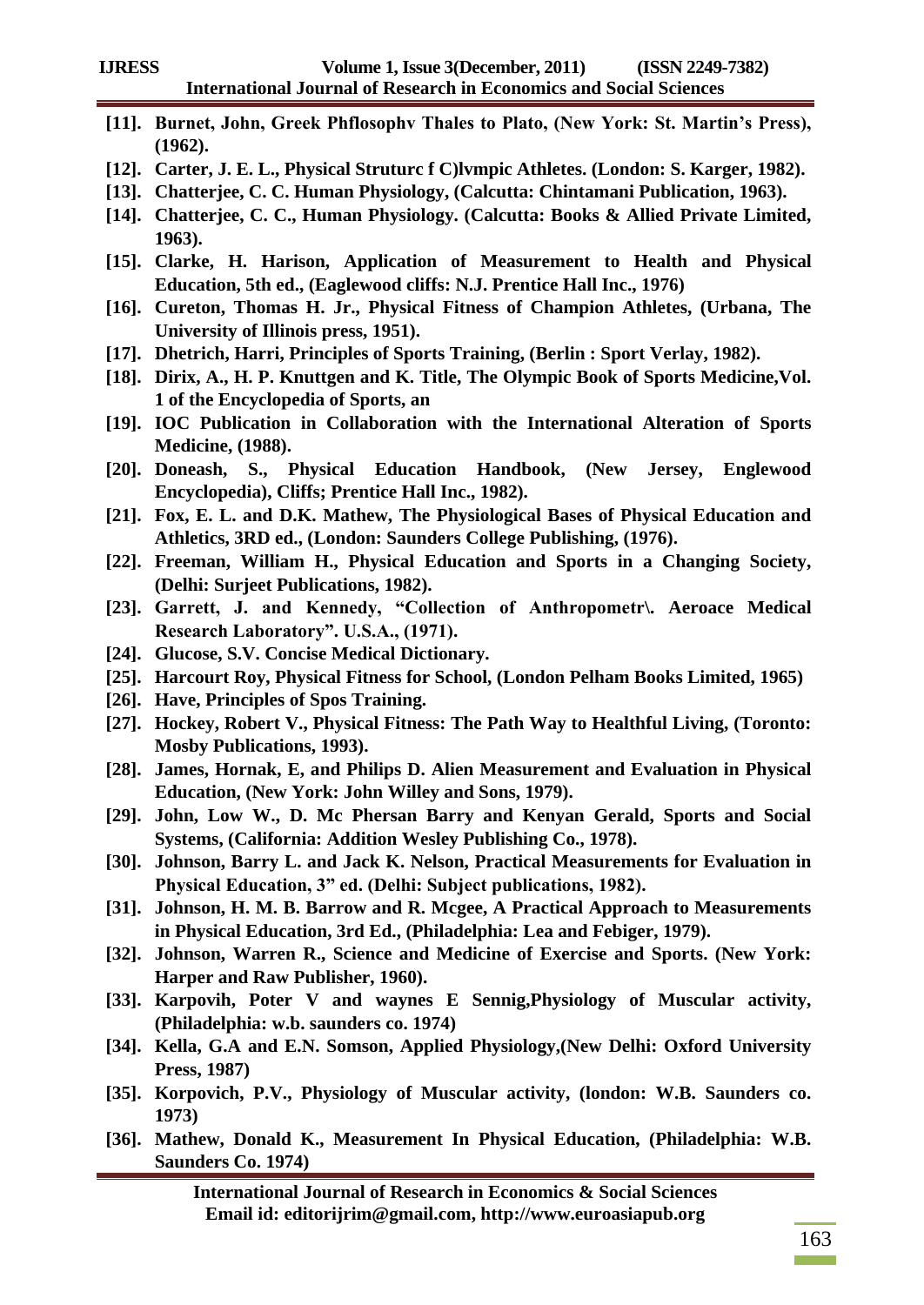**[11]. Burnet, John, Greek Phflosophv Thales to Plato, (New York: St. Martin's Press), (1962).**

**[12]. Carter, J. E. L., Physical Struturc f C)lvmpic Athletes. (London: S. Karger, 1982).**

**[13]. Chatterjee, C. C. Human Physiology, (Calcutta: Chintamani Publication, 1963).**

**[14]. Chatterjee, C. C., Human Physiology. (Calcutta: Books & Allied Private Limited, 1963).**

**[15]. Clarke, H. Harison, Application of Measurement to Health and Physical Education, 5th ed., (Eaglewood cliffs: N.J. Prentice Hall Inc., 1976)**

**[16]. Cureton, Thomas H. Jr., Physical Fitness of Champion Athletes, (Urbana, The University of Illinois press, 1951).**

**[17]. Dhetrich, Harri, Principles of Sports Training, (Berlin : Sport Verlay, 1982).**

**[18]. Dirix, A., H. P. Knuttgen and K. Title, The Olympic Book of Sports Medicine,Vol. 1 of the Encyclopedia of Sports, an**

**[19]. IOC Publication in Collaboration with the International Alteration of Sports Medicine, (1988).**

**[20]. Doneash, S., Physical Education Handbook, (New Jersey, Englewood Encyclopedia), Cliffs; Prentice Hall Inc., 1982).**

**[21]. Fox, E. L. and D.K. Mathew, The Physiological Bases of Physical Education and Athletics, 3RD ed., (London: Saunders College Publishing, (1976).**

**[22]. Freeman, William H., Physical Education and Sports in a Changing Society, (Delhi: Surjeet Publications, 1982).**

**[23]. Garrett, J. and Kennedy, "Collection of Anthropometr\. Aeroace Medical Research Laboratory". U.S.A., (1971).**

**[24]. Glucose, S.V. Concise Medical Dictionary.**

**[25]. Harcourt Roy, Physical Fitness for School, (London Pelham Books Limited, 1965)**

**[26]. Have, Principles of Spos Training.**

**[27]. Hockey, Robert V., Physical Fitness: The Path Way to Healthful Living, (Toronto: Mosby Publications, 1993).**

**[28]. James, Hornak, E, and Philips D. Alien Measurement and Evaluation in Physical Education, (New York: John Willey and Sons, 1979).**

**[29]. John, Low W., D. Mc Phersan Barry and Kenyan Gerald, Sports and Social Systems, (California: Addition Wesley Publishing Co., 1978).**

**[30]. Johnson, Barry L. and Jack K. Nelson, Practical Measurements for Evaluation in Physical Education, 3" ed. (Delhi: Subject publications, 1982).**

**[31]. Johnson, H. M. B. Barrow and R. Mcgee, A Practical Approach to Measurements in Physical Education, 3rd Ed., (Philadelphia: Lea and Febiger, 1979).**

**[32]. Johnson, Warren R., Science and Medicine of Exercise and Sports. (New York: Harper and Raw Publisher, 1960).**

**[33]. Karpovih, Poter V and waynes E Sennig,Physiology of Muscular activity, (Philadelphia: w.b. saunders co. 1974)**

**[34]. Kella, G.A and E.N. Somson, Applied Physiology,(New Delhi: Oxford University Press, 1987)**

**[35]. Korpovich, P.V., Physiology of Muscular activity, (london: W.B. Saunders co. 1973)**

**[36]. Mathew, Donald K., Measurement In Physical Education, (Philadelphia: W.B. Saunders Co. 1974)**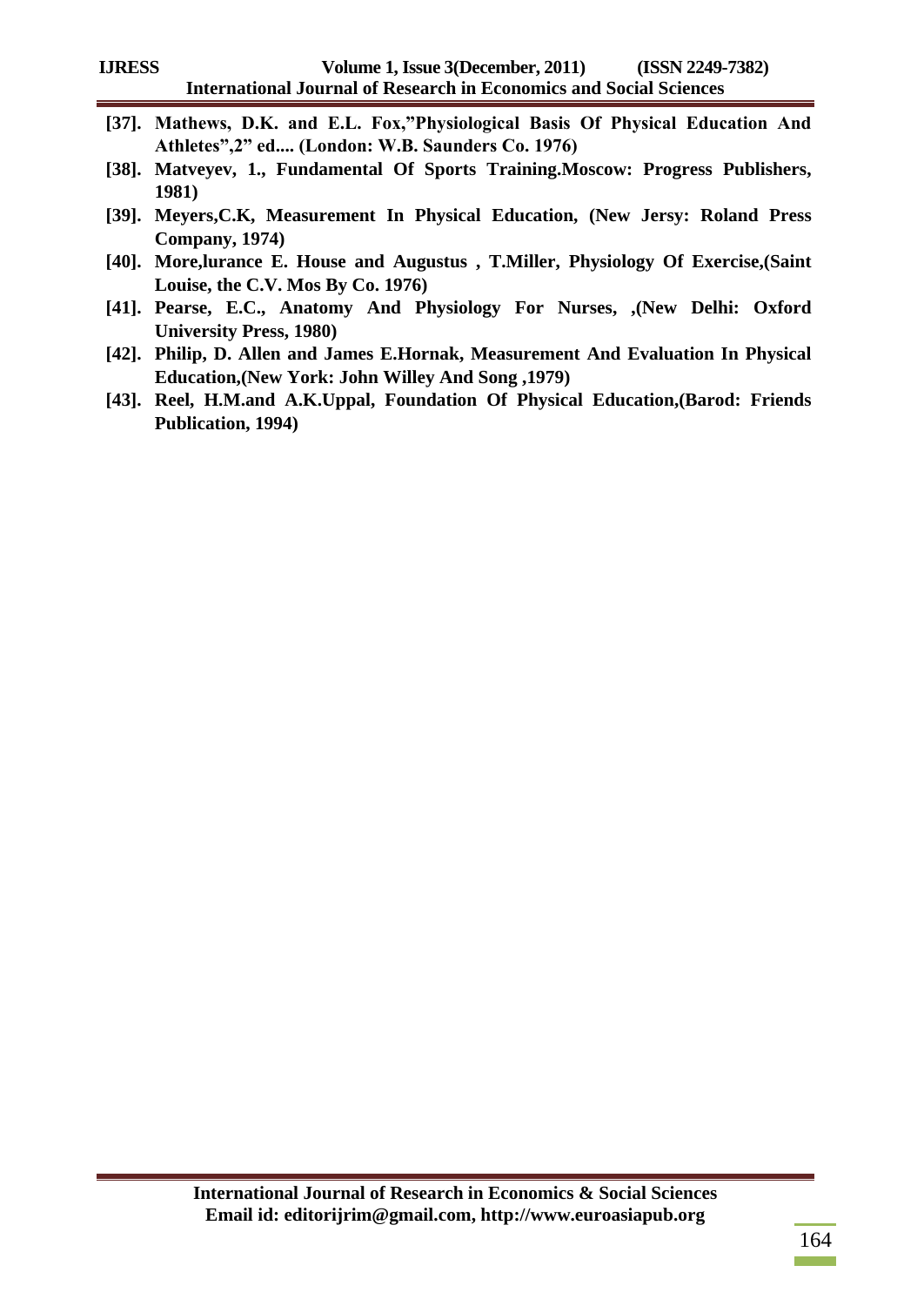- **[37]. Mathews, D.K. and E.L. Fox,"Physiological Basis Of Physical Education And Athletes",2" ed.... (London: W.B. Saunders Co. 1976)**
- **[38]. Matveyev, 1., Fundamental Of Sports Training.Moscow: Progress Publishers, 1981)**
- **[39]. Meyers,C.K, Measurement In Physical Education, (New Jersy: Roland Press Company, 1974)**
- **[40]. More,lurance E. House and Augustus , T.Miller, Physiology Of Exercise,(Saint Louise, the C.V. Mos By Co. 1976)**
- **[41]. Pearse, E.C., Anatomy And Physiology For Nurses, ,(New Delhi: Oxford University Press, 1980)**
- **[42]. Philip, D. Allen and James E.Hornak, Measurement And Evaluation In Physical Education,(New York: John Willey And Song ,1979)**
- **[43]. Reel, H.M.and A.K.Uppal, Foundation Of Physical Education,(Barod: Friends Publication, 1994)**